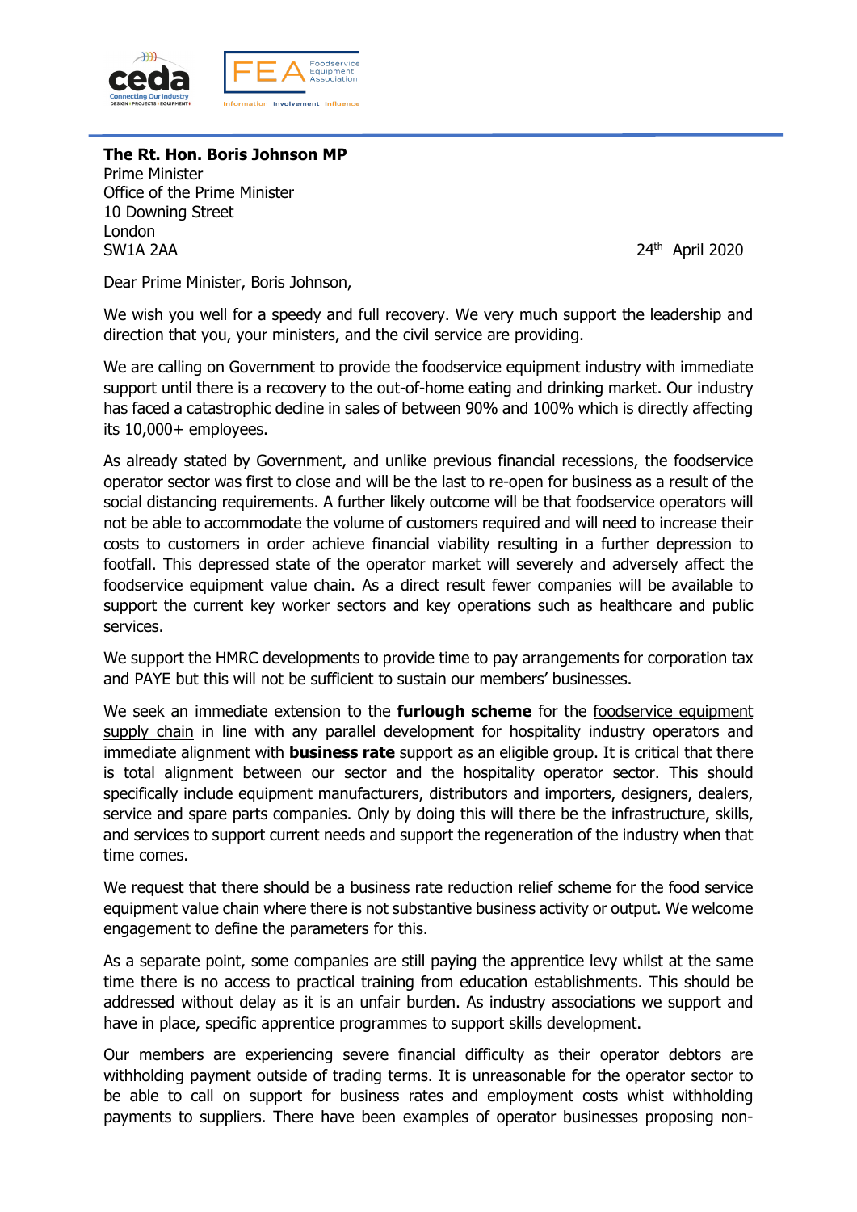ceda
Connecting Our Industry
DESIGN | PROJECTS | EQUIPMENT

FEA Foodservice Equipment Association
Information Involvement Influence

**The Rt. Hon. Boris Johnson MP**
Prime Minister
Office of the Prime Minister
10 Downing Street
London
SW1A 2AA

24th April 2020

Dear Prime Minister, Boris Johnson,

We wish you well for a speedy and full recovery. We very much support the leadership and direction that you, your ministers, and the civil service are providing.

We are calling on Government to provide the foodservice equipment industry with immediate support until there is a recovery to the out-of-home eating and drinking market. Our industry has faced a catastrophic decline in sales of between 90% and 100% which is directly affecting its 10,000+ employees.

As already stated by Government, and unlike previous financial recessions, the foodservice operator sector was first to close and will be the last to re-open for business as a result of the social distancing requirements. A further likely outcome will be that foodservice operators will not be able to accommodate the volume of customers required and will need to increase their costs to customers in order achieve financial viability resulting in a further depression to footfall. This depressed state of the operator market will severely and adversely affect the foodservice equipment value chain. As a direct result fewer companies will be available to support the current key worker sectors and key operations such as healthcare and public services.

We support the HMRC developments to provide time to pay arrangements for corporation tax and PAYE but this will not be sufficient to sustain our members' businesses.

We seek an immediate extension to the **furlough scheme** for the <u>foodservice equipment supply chain</u> in line with any parallel development for hospitality industry operators and immediate alignment with **business rate** support as an eligible group. It is critical that there is total alignment between our sector and the hospitality operator sector. This should specifically include equipment manufacturers, distributors and importers, designers, dealers, service and spare parts companies. Only by doing this will there be the infrastructure, skills, and services to support current needs and support the regeneration of the industry when that time comes.

We request that there should be a business rate reduction relief scheme for the food service equipment value chain where there is not substantive business activity or output. We welcome engagement to define the parameters for this.

As a separate point, some companies are still paying the apprentice levy whilst at the same time there is no access to practical training from education establishments. This should be addressed without delay as it is an unfair burden. As industry associations we support and have in place, specific apprentice programmes to support skills development.

Our members are experiencing severe financial difficulty as their operator debtors are withholding payment outside of trading terms. It is unreasonable for the operator sector to be able to call on support for business rates and employment costs whist withholding payments to suppliers. There have been examples of operator businesses proposing non-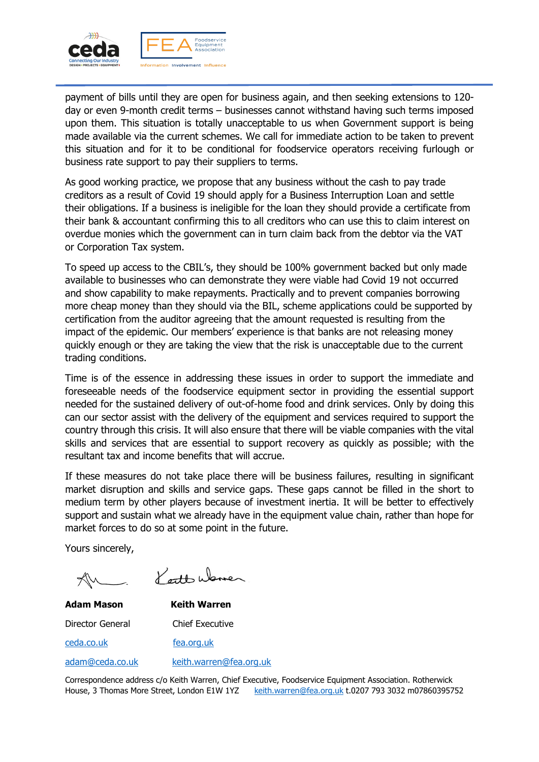payment of bills until they are open for business again, and then seeking extensions to 120-day or even 9-month credit terms – businesses cannot withstand having such terms imposed upon them. This situation is totally unacceptable to us when Government support is being made available via the current schemes. We call for immediate action to be taken to prevent this situation and for it to be conditional for foodservice operators receiving furlough or business rate support to pay their suppliers to terms.

As good working practice, we propose that any business without the cash to pay trade creditors as a result of Covid 19 should apply for a Business Interruption Loan and settle their obligations. If a business is ineligible for the loan they should provide a certificate from their bank & accountant confirming this to all creditors who can use this to claim interest on overdue monies which the government can in turn claim back from the debtor via the VAT or Corporation Tax system.

To speed up access to the CBIL's, they should be 100% government backed but only made available to businesses who can demonstrate they were viable had Covid 19 not occurred and show capability to make repayments. Practically and to prevent companies borrowing more cheap money than they should via the BIL, scheme applications could be supported by certification from the auditor agreeing that the amount requested is resulting from the impact of the epidemic. Our members' experience is that banks are not releasing money quickly enough or they are taking the view that the risk is unacceptable due to the current trading conditions.

Time is of the essence in addressing these issues in order to support the immediate and foreseeable needs of the foodservice equipment sector in providing the essential support needed for the sustained delivery of out-of-home food and drink services. Only by doing this can our sector assist with the delivery of the equipment and services required to support the country through this crisis. It will also ensure that there will be viable companies with the vital skills and services that are essential to support recovery as quickly as possible; with the resultant tax and income benefits that will accrue.

If these measures do not take place there will be business failures, resulting in significant market disruption and skills and service gaps. These gaps cannot be filled in the short to medium term by other players because of investment inertia. It will be better to effectively support and sustain what we already have in the equipment value chain, rather than hope for market forces to do so at some point in the future.

Yours sincerely,

| **Adam Mason** | **Keith Warren** |
|---|---|
| Director General | Chief Executive |
| ceda.co.uk | fea.org.uk |
| adam@ceda.co.uk | keith.warren@fea.org.uk |

Correspondence address c/o Keith Warren, Chief Executive, Foodservice Equipment Association. Rotherwick House, 3 Thomas More Street, London E1W 1YZ keith.warren@fea.org.uk t.0207 793 3032 m07860395752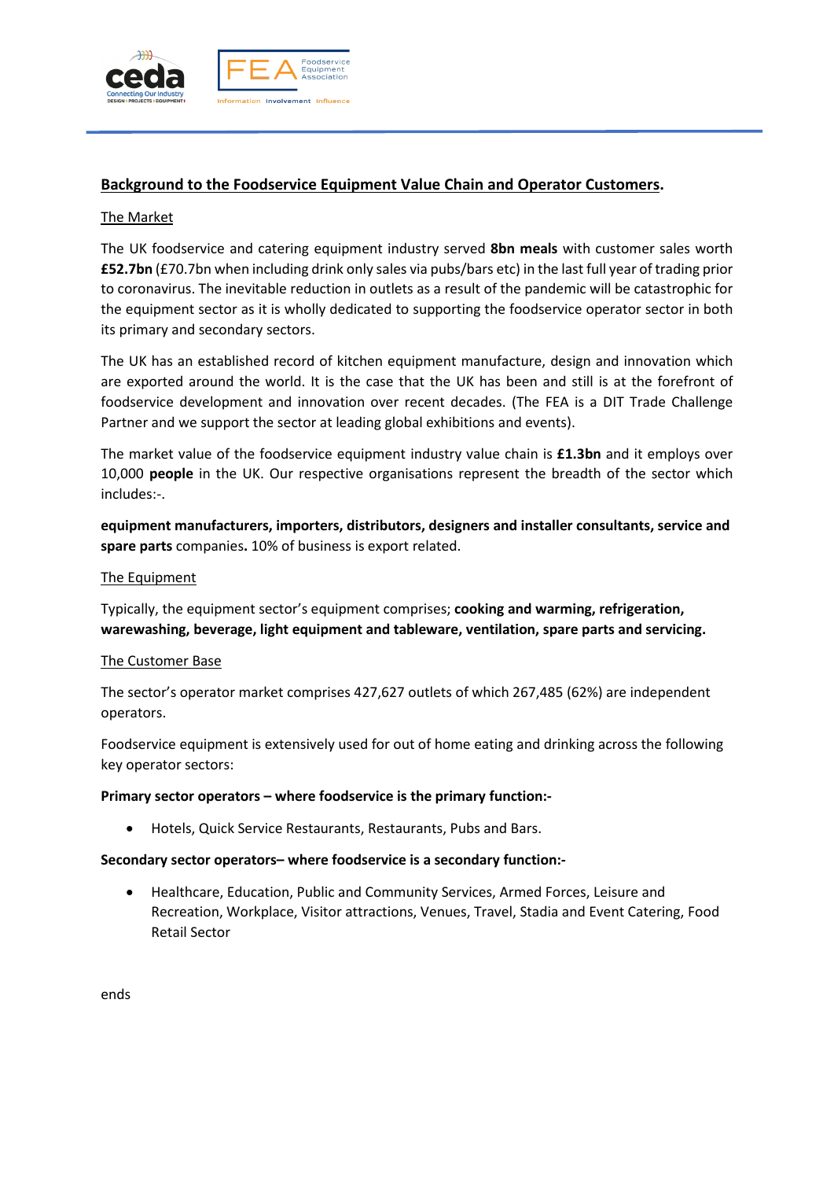## **Background to the Foodservice Equipment Value Chain and Operator Customers.**

The Market

The UK foodservice and catering equipment industry served **8bn meals** with customer sales worth **£52.7bn** (£70.7bn when including drink only sales via pubs/bars etc) in the last full year of trading prior to coronavirus. The inevitable reduction in outlets as a result of the pandemic will be catastrophic for the equipment sector as it is wholly dedicated to supporting the foodservice operator sector in both its primary and secondary sectors.

The UK has an established record of kitchen equipment manufacture, design and innovation which are exported around the world. It is the case that the UK has been and still is at the forefront of foodservice development and innovation over recent decades. (The FEA is a DIT Trade Challenge Partner and we support the sector at leading global exhibitions and events).

The market value of the foodservice equipment industry value chain is **£1.3bn** and it employs over 10,000 **people** in the UK. Our respective organisations represent the breadth of the sector which includes:-.

**equipment manufacturers, importers, distributors, designers and installer consultants, service and spare parts** companies**.** 10% of business is export related.

The Equipment

Typically, the equipment sector's equipment comprises; **cooking and warming, refrigeration, warewashing, beverage, light equipment and tableware, ventilation, spare parts and servicing.**

The Customer Base

The sector's operator market comprises 427,627 outlets of which 267,485 (62%) are independent operators.

Foodservice equipment is extensively used for out of home eating and drinking across the following key operator sectors:

**Primary sector operators – where foodservice is the primary function:-**

- Hotels, Quick Service Restaurants, Restaurants, Pubs and Bars.

**Secondary sector operators– where foodservice is a secondary function:-**

- Healthcare, Education, Public and Community Services, Armed Forces, Leisure and Recreation, Workplace, Visitor attractions, Venues, Travel, Stadia and Event Catering, Food Retail Sector

ends